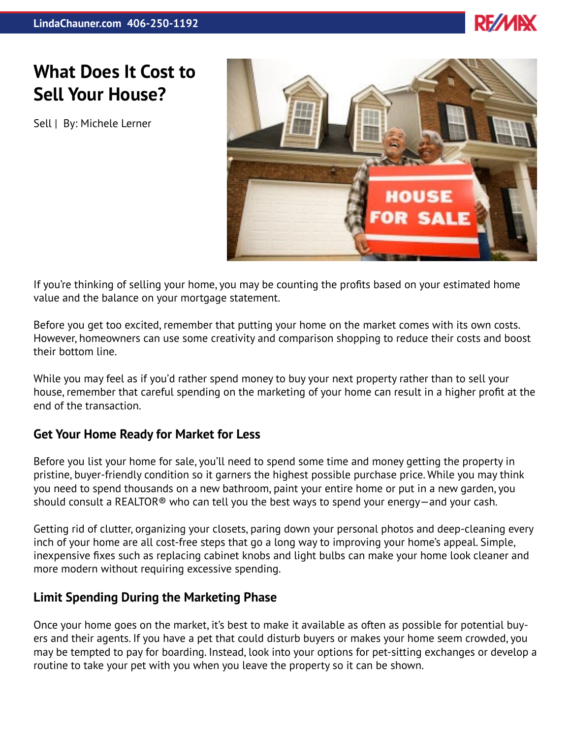# What Does It Cost to Sell Your House?

Sell | By: Michele Lerner

If you're thinking of selling your home, you may be counting the profits based on your estimated home value and the balance on your mortgage statement.

Before you get too excited, remember that putting your home on the market comes with its own costs. However, homeowners can use some creativity and comparison shopping to reduce their costs and boost their bottom line.

While you may feel as if you'd rather spend money to buy your next property rather than to sell your house, remember that careful spending on the marketing of your home can result in a higher profit at the end of the transaction.

## Get Your Home Ready for Market for Less

Before you list your home for sale, you'll need to spend some time and money getting the property in pristine, buyer-friendly condition so it garners the highest possible purchase price. While you may think you need to spend thousands on a new bathroom, paint your entire home or put in a new garden, you should consult a REALTOR® who can tell you the best ways to spend your energy—and your cash.

Getting rid of clutter, organizing your closets, paring down your personal photos and deep-cleaning every inch of your home are all cost-free steps that go a long way to improving your home's appeal. Simple, inexpensive fixes such as replacing cabinet knobs and light bulbs can make your home look cleaner and more modern without requiring excessive spending.

## Limit Spending During the Marketing Phase

Once your home goes on the market, it's best to make it available as often as possible for potential buyers and their agents. If you have a pet that could disturb buyers or makes your home seem crowded, you may be tempted to pay for boarding. Instead, look into your options for pet-sitting exchanges or develop a routine to take your pet with you when you leave the property so it can be shown.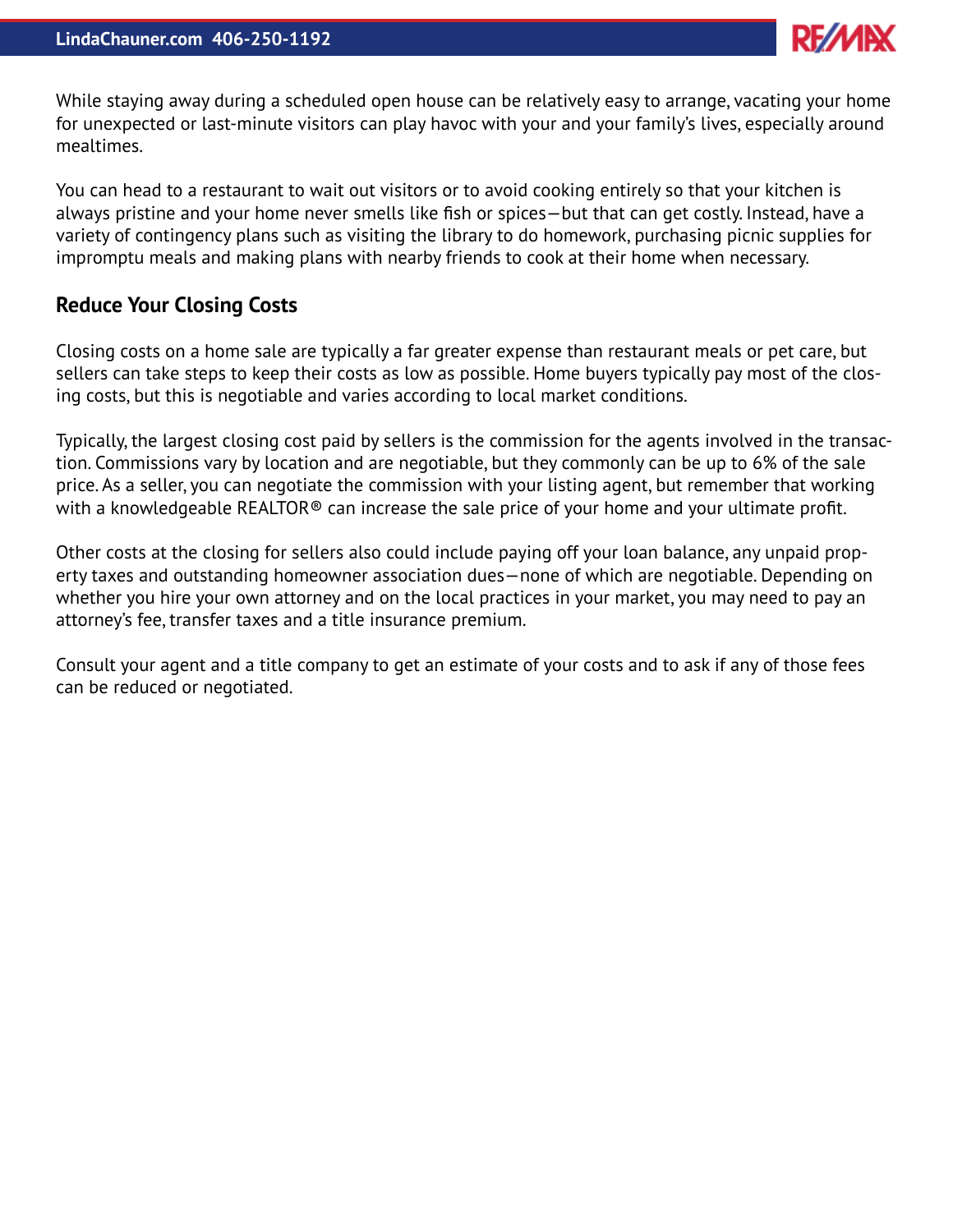While staying away during a scheduled open house can be relatively easy to arrange, vacating your home for unexpected or last-minute visitors can play havoc with your and your family's lives, especially around mealtimes.

You can head to a restaurant to wait out visitors or to avoid cooking entirely so that your kitchen is always pristine and your home never smells like fish or spices—but that can get costly. Instead, have a variety of contingency plans such as visiting the library to do homework, purchasing picnic supplies for impromptu meals and making plans with nearby friends to cook at their home when necessary.

## Reduce Your Closing Costs

Closing costs on a home sale are typically a far greater expense than restaurant meals or pet care, but sellers can take steps to keep their costs as low as possible. Home buyers typically pay most of the closing costs, but this is negotiable and varies according to local market conditions.

Typically, the largest closing cost paid by sellers is the commission for the agents involved in the transaction. Commissions vary by location and are negotiable, but they commonly can be up to 6% of the sale price. As a seller, you can negotiate the commission with your listing agent, but remember that working with a knowledgeable REALTOR® can increase the sale price of your home and your ultimate profit.

Other costs at the closing for sellers also could include paying off your loan balance, any unpaid property taxes and outstanding homeowner association dues—none of which are negotiable. Depending on whether you hire your own attorney and on the local practices in your market, you may need to pay an attorney's fee, transfer taxes and a title insurance premium.

Consult your agent and a title company to get an estimate of your costs and to ask if any of those fees can be reduced or negotiated.